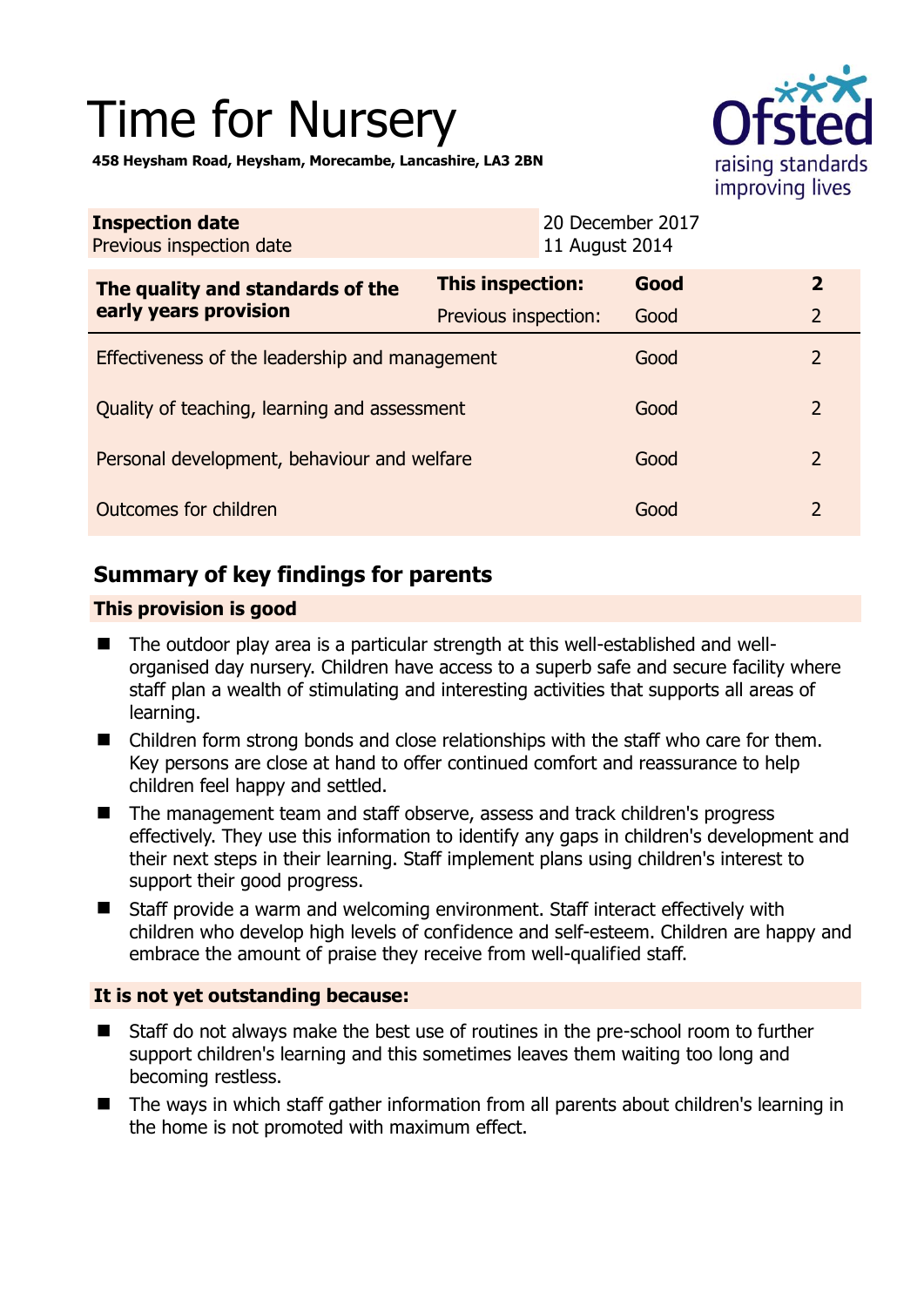# Time for Nursery

**458 Heysham Road, Heysham, Morecambe, Lancashire, LA3 2BN**

| **Inspection date** | 20 December 2017 |
|---|---|
| Previous inspection date | 11 August 2014 |

| **The quality and standards of the early years provision** | **This inspection:** | **Good** | **2** |
|---|---|---|---|
| | Previous inspection: | Good | 2 |
| Effectiveness of the leadership and management | | Good | 2 |
| Quality of teaching, learning and assessment | | Good | 2 |
| Personal development, behaviour and welfare | | Good | 2 |
| Outcomes for children | | Good | 2 |

## Summary of key findings for parents

### This provision is good

- The outdoor play area is a particular strength at this well-established and well-organised day nursery. Children have access to a superb safe and secure facility where staff plan a wealth of stimulating and interesting activities that supports all areas of learning.
- Children form strong bonds and close relationships with the staff who care for them. Key persons are close at hand to offer continued comfort and reassurance to help children feel happy and settled.
- The management team and staff observe, assess and track children's progress effectively. They use this information to identify any gaps in children's development and their next steps in their learning. Staff implement plans using children's interest to support their good progress.
- Staff provide a warm and welcoming environment. Staff interact effectively with children who develop high levels of confidence and self-esteem. Children are happy and embrace the amount of praise they receive from well-qualified staff.

### It is not yet outstanding because:

- Staff do not always make the best use of routines in the pre-school room to further support children's learning and this sometimes leaves them waiting too long and becoming restless.
- The ways in which staff gather information from all parents about children's learning in the home is not promoted with maximum effect.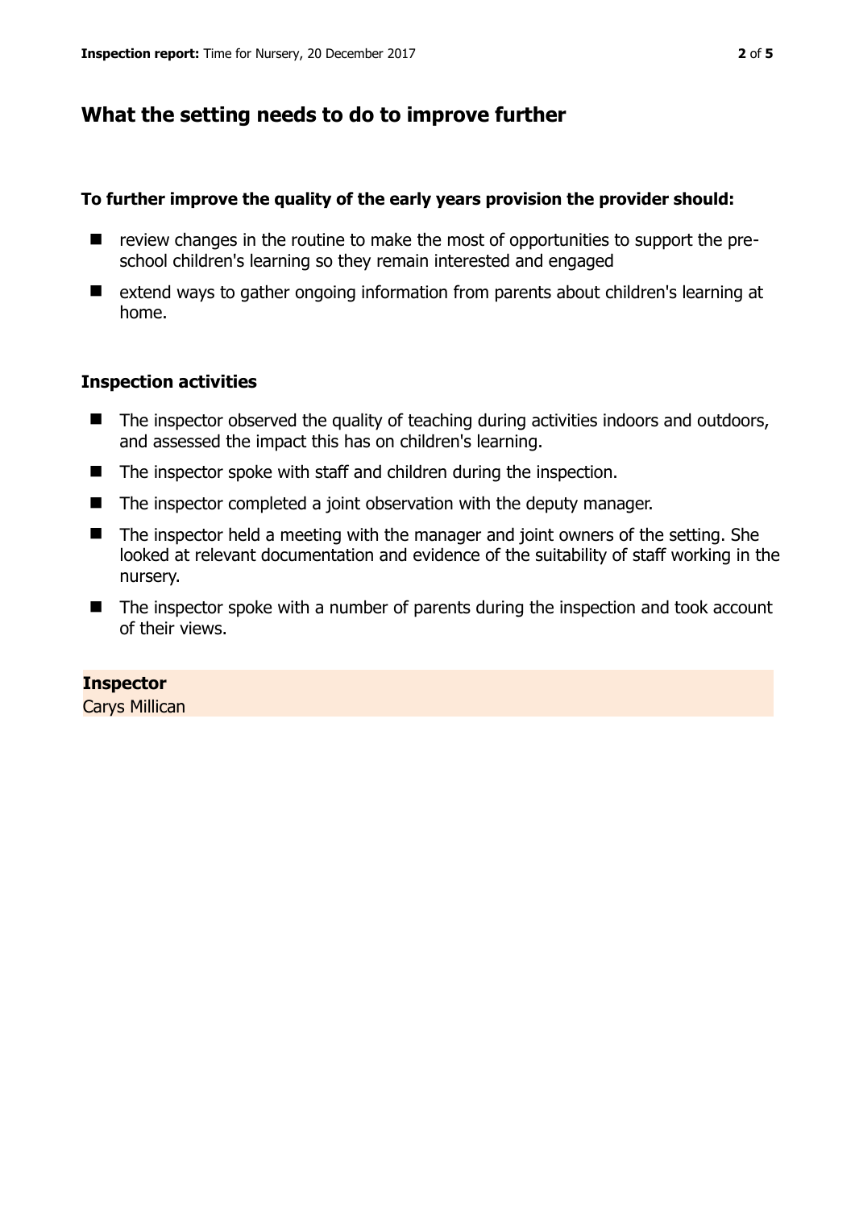## What the setting needs to do to improve further

**To further improve the quality of the early years provision the provider should:**

- review changes in the routine to make the most of opportunities to support the pre-school children's learning so they remain interested and engaged
- extend ways to gather ongoing information from parents about children's learning at home.

### Inspection activities

- The inspector observed the quality of teaching during activities indoors and outdoors, and assessed the impact this has on children's learning.
- The inspector spoke with staff and children during the inspection.
- The inspector completed a joint observation with the deputy manager.
- The inspector held a meeting with the manager and joint owners of the setting. She looked at relevant documentation and evidence of the suitability of staff working in the nursery.
- The inspector spoke with a number of parents during the inspection and took account of their views.

**Inspector**
Carys Millican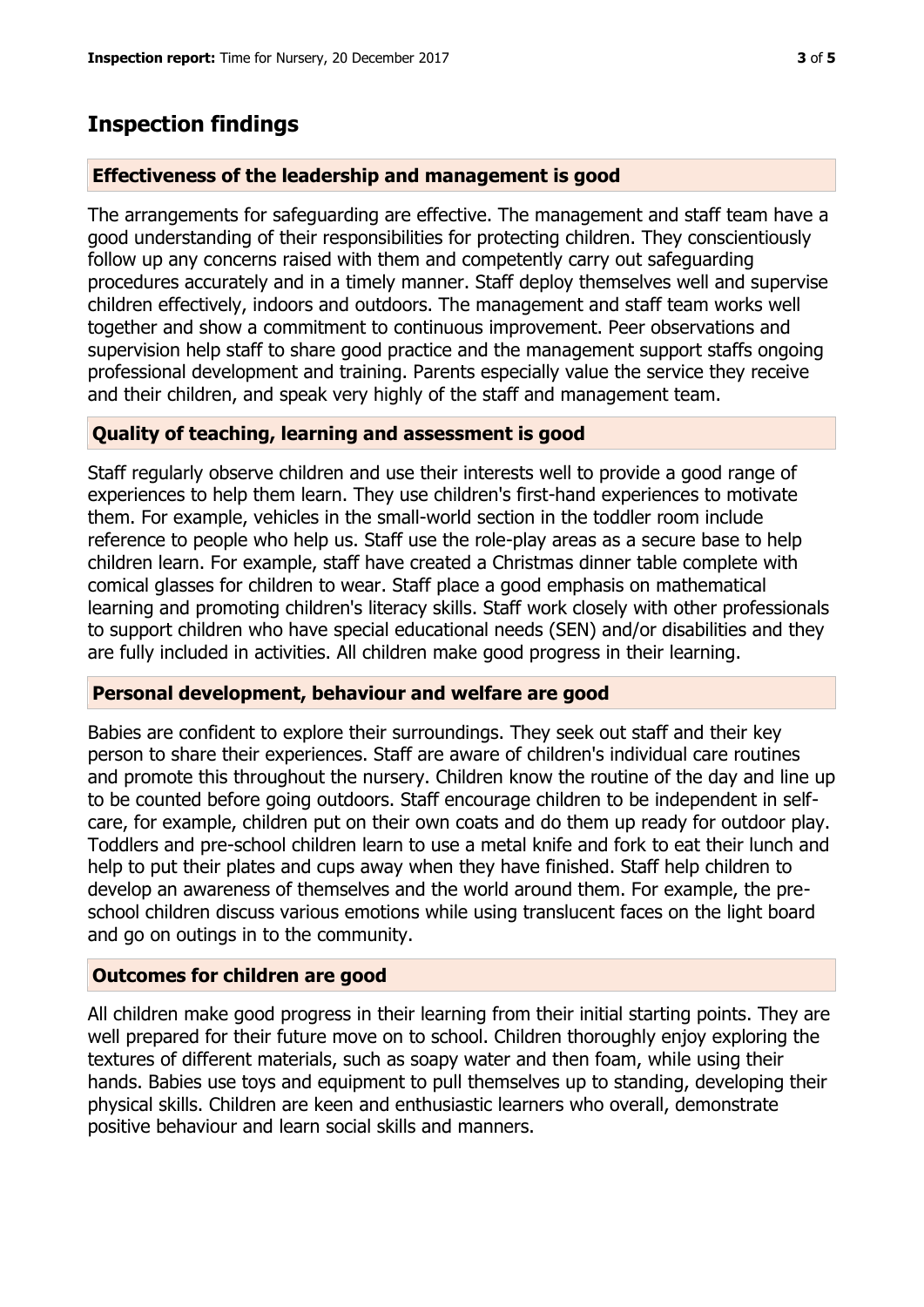## Inspection findings

### Effectiveness of the leadership and management is good

The arrangements for safeguarding are effective. The management and staff team have a good understanding of their responsibilities for protecting children. They conscientiously follow up any concerns raised with them and competently carry out safeguarding procedures accurately and in a timely manner. Staff deploy themselves well and supervise children effectively, indoors and outdoors. The management and staff team works well together and show a commitment to continuous improvement. Peer observations and supervision help staff to share good practice and the management support staffs ongoing professional development and training. Parents especially value the service they receive and their children, and speak very highly of the staff and management team.

### Quality of teaching, learning and assessment is good

Staff regularly observe children and use their interests well to provide a good range of experiences to help them learn. They use children's first-hand experiences to motivate them. For example, vehicles in the small-world section in the toddler room include reference to people who help us. Staff use the role-play areas as a secure base to help children learn. For example, staff have created a Christmas dinner table complete with comical glasses for children to wear. Staff place a good emphasis on mathematical learning and promoting children's literacy skills. Staff work closely with other professionals to support children who have special educational needs (SEN) and/or disabilities and they are fully included in activities. All children make good progress in their learning.

### Personal development, behaviour and welfare are good

Babies are confident to explore their surroundings. They seek out staff and their key person to share their experiences. Staff are aware of children's individual care routines and promote this throughout the nursery. Children know the routine of the day and line up to be counted before going outdoors. Staff encourage children to be independent in self-care, for example, children put on their own coats and do them up ready for outdoor play. Toddlers and pre-school children learn to use a metal knife and fork to eat their lunch and help to put their plates and cups away when they have finished. Staff help children to develop an awareness of themselves and the world around them. For example, the pre-school children discuss various emotions while using translucent faces on the light board and go on outings in to the community.

### Outcomes for children are good

All children make good progress in their learning from their initial starting points. They are well prepared for their future move on to school. Children thoroughly enjoy exploring the textures of different materials, such as soapy water and then foam, while using their hands. Babies use toys and equipment to pull themselves up to standing, developing their physical skills. Children are keen and enthusiastic learners who overall, demonstrate positive behaviour and learn social skills and manners.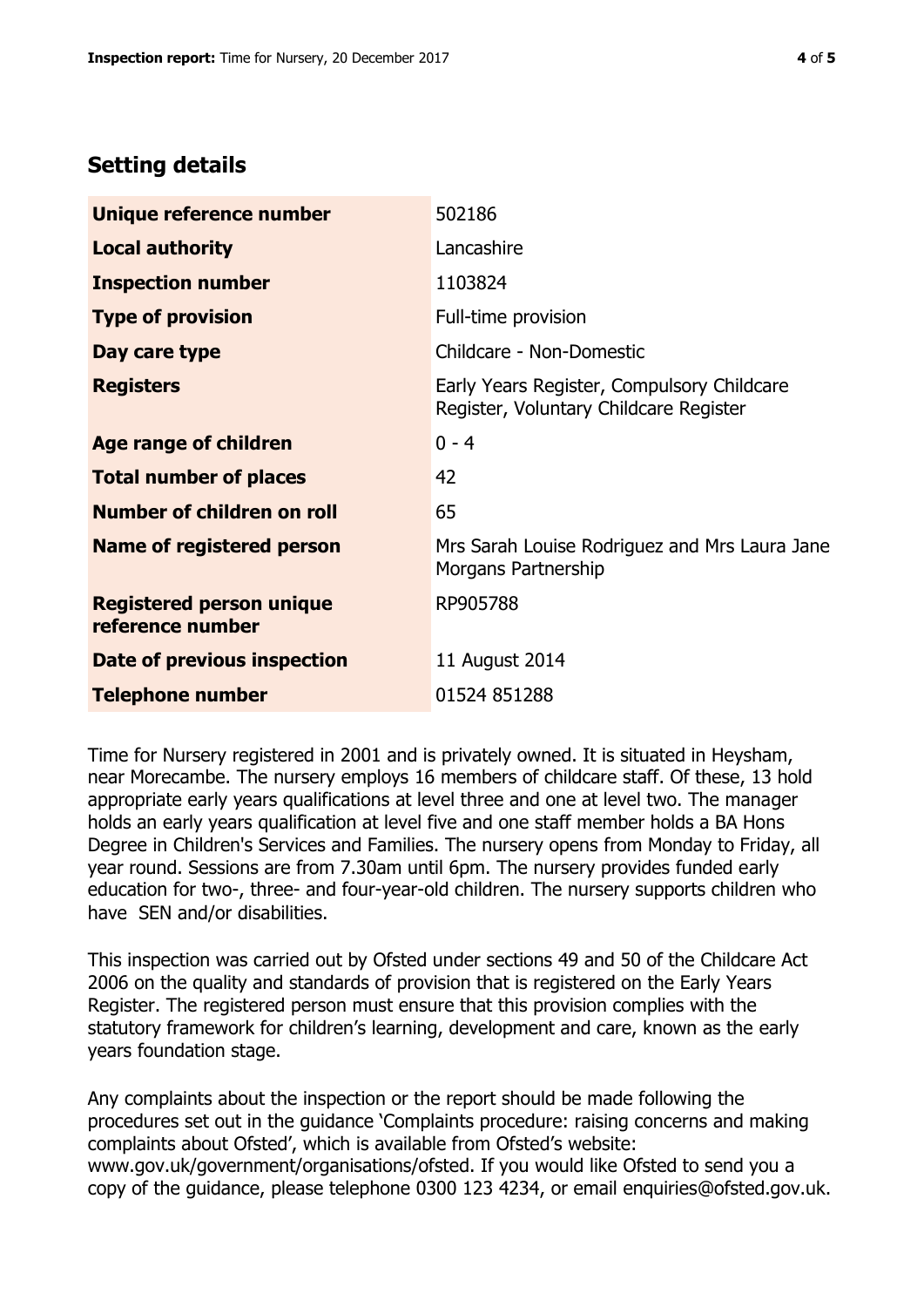## Setting details

| | |
|---|---|
| **Unique reference number** | 502186 |
| **Local authority** | Lancashire |
| **Inspection number** | 1103824 |
| **Type of provision** | Full-time provision |
| **Day care type** | Childcare - Non-Domestic |
| **Registers** | Early Years Register, Compulsory Childcare Register, Voluntary Childcare Register |
| **Age range of children** | 0 - 4 |
| **Total number of places** | 42 |
| **Number of children on roll** | 65 |
| **Name of registered person** | Mrs Sarah Louise Rodriguez and Mrs Laura Jane Morgans Partnership |
| **Registered person unique reference number** | RP905788 |
| **Date of previous inspection** | 11 August 2014 |
| **Telephone number** | 01524 851288 |

Time for Nursery registered in 2001 and is privately owned. It is situated in Heysham, near Morecambe. The nursery employs 16 members of childcare staff. Of these, 13 hold appropriate early years qualifications at level three and one at level two. The manager holds an early years qualification at level five and one staff member holds a BA Hons Degree in Children's Services and Families. The nursery opens from Monday to Friday, all year round. Sessions are from 7.30am until 6pm. The nursery provides funded early education for two-, three- and four-year-old children. The nursery supports children who have SEN and/or disabilities.

This inspection was carried out by Ofsted under sections 49 and 50 of the Childcare Act 2006 on the quality and standards of provision that is registered on the Early Years Register. The registered person must ensure that this provision complies with the statutory framework for children's learning, development and care, known as the early years foundation stage.

Any complaints about the inspection or the report should be made following the procedures set out in the guidance 'Complaints procedure: raising concerns and making complaints about Ofsted', which is available from Ofsted's website: www.gov.uk/government/organisations/ofsted. If you would like Ofsted to send you a copy of the guidance, please telephone 0300 123 4234, or email enquiries@ofsted.gov.uk.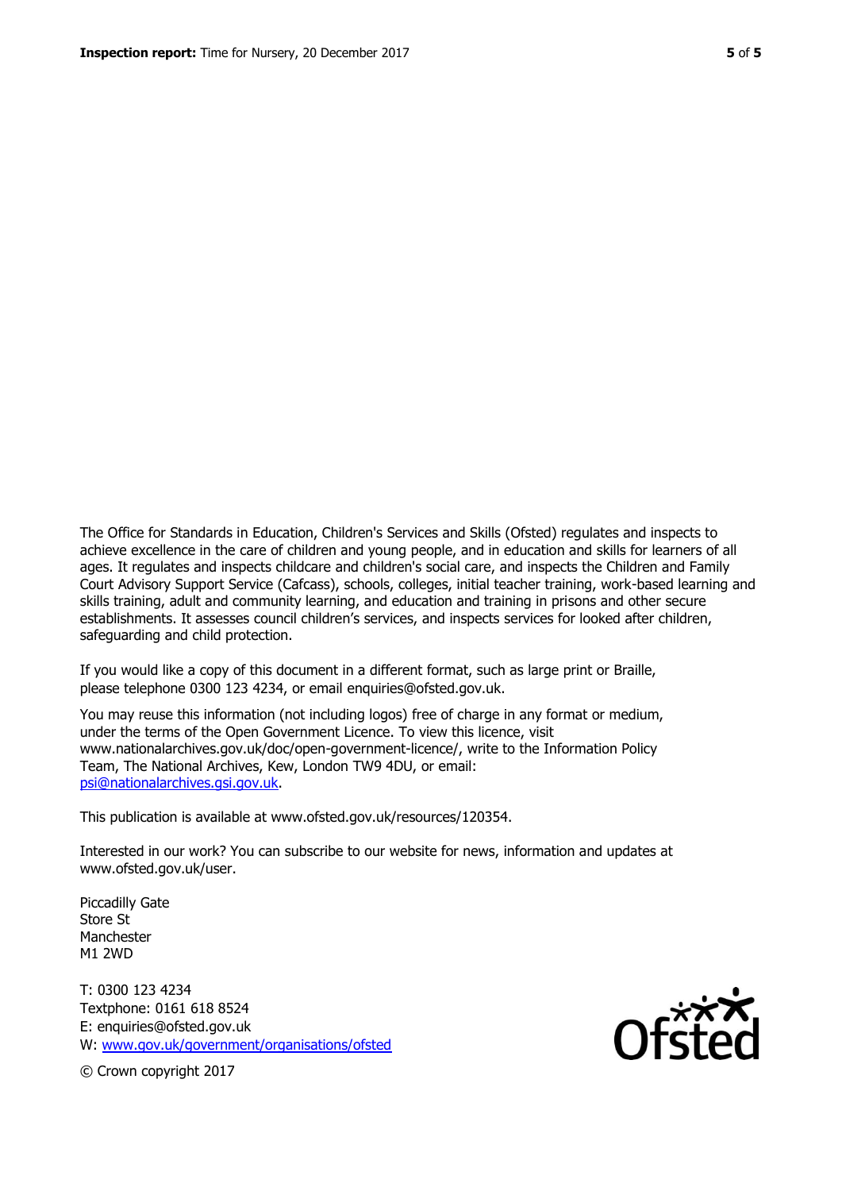The Office for Standards in Education, Children's Services and Skills (Ofsted) regulates and inspects to achieve excellence in the care of children and young people, and in education and skills for learners of all ages. It regulates and inspects childcare and children's social care, and inspects the Children and Family Court Advisory Support Service (Cafcass), schools, colleges, initial teacher training, work-based learning and skills training, adult and community learning, and education and training in prisons and other secure establishments. It assesses council children's services, and inspects services for looked after children, safeguarding and child protection.

If you would like a copy of this document in a different format, such as large print or Braille, please telephone 0300 123 4234, or email enquiries@ofsted.gov.uk.

You may reuse this information (not including logos) free of charge in any format or medium, under the terms of the Open Government Licence. To view this licence, visit www.nationalarchives.gov.uk/doc/open-government-licence/, write to the Information Policy Team, The National Archives, Kew, London TW9 4DU, or email: psi@nationalarchives.gsi.gov.uk.

This publication is available at www.ofsted.gov.uk/resources/120354.

Interested in our work? You can subscribe to our website for news, information and updates at www.ofsted.gov.uk/user.

Piccadilly Gate
Store St
Manchester
M1 2WD

T: 0300 123 4234
Textphone: 0161 618 8524
E: enquiries@ofsted.gov.uk
W: www.gov.uk/government/organisations/ofsted

© Crown copyright 2017